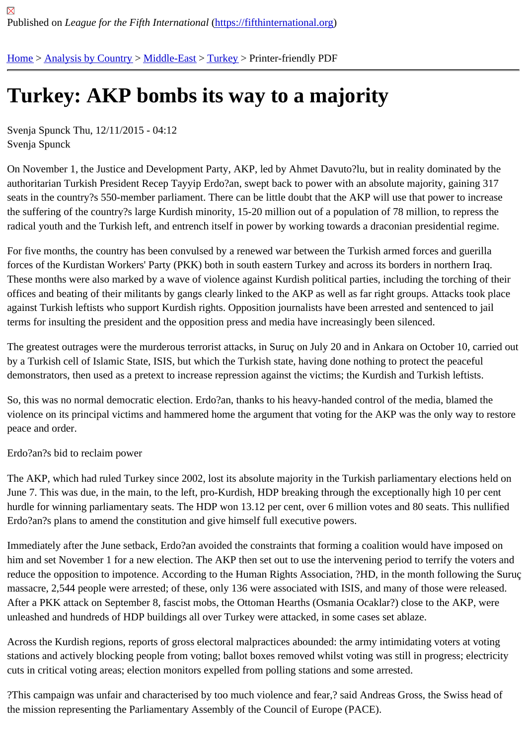Published on *League for the Fifth International* (https://fifthinternational.org)

Home > Analysis by Country > Middle-East > Turkey > Printer-friendly PDF

# Turkey: AKP bombs its way to a majority

Svenja Spunck Thu, 12/11/2015 - 04:12
Svenja Spunck

On November 1, the Justice and Development Party, AKP, led by Ahmet Davuto?lu, but in reality dominated by the authoritarian Turkish President Recep Tayyip Erdo?an, swept back to power with an absolute majority, gaining 317 seats in the country?s 550-member parliament. There can be little doubt that the AKP will use that power to increase the suffering of the country?s large Kurdish minority, 15-20 million out of a population of 78 million, to repress the radical youth and the Turkish left, and entrench itself in power by working towards a draconian presidential regime.

For five months, the country has been convulsed by a renewed war between the Turkish armed forces and guerilla forces of the Kurdistan Workers' Party (PKK) both in south eastern Turkey and across its borders in northern Iraq. These months were also marked by a wave of violence against Kurdish political parties, including the torching of their offices and beating of their militants by gangs clearly linked to the AKP as well as far right groups. Attacks took place against Turkish leftists who support Kurdish rights. Opposition journalists have been arrested and sentenced to jail terms for insulting the president and the opposition press and media have increasingly been silenced.

The greatest outrages were the murderous terrorist attacks, in Suruç on July 20 and in Ankara on October 10, carried out by a Turkish cell of Islamic State, ISIS, but which the Turkish state, having done nothing to protect the peaceful demonstrators, then used as a pretext to increase repression against the victims; the Kurdish and Turkish leftists.

So, this was no normal democratic election. Erdo?an, thanks to his heavy-handed control of the media, blamed the violence on its principal victims and hammered home the argument that voting for the AKP was the only way to restore peace and order.

Erdo?an?s bid to reclaim power

The AKP, which had ruled Turkey since 2002, lost its absolute majority in the Turkish parliamentary elections held on June 7. This was due, in the main, to the left, pro-Kurdish, HDP breaking through the exceptionally high 10 per cent hurdle for winning parliamentary seats. The HDP won 13.12 per cent, over 6 million votes and 80 seats. This nullified Erdo?an?s plans to amend the constitution and give himself full executive powers.

Immediately after the June setback, Erdo?an avoided the constraints that forming a coalition would have imposed on him and set November 1 for a new election. The AKP then set out to use the intervening period to terrify the voters and reduce the opposition to impotence. According to the Human Rights Association, ?HD, in the month following the Suruç massacre, 2,544 people were arrested; of these, only 136 were associated with ISIS, and many of those were released. After a PKK attack on September 8, fascist mobs, the Ottoman Hearths (Osmania Ocaklar?) close to the AKP, were unleashed and hundreds of HDP buildings all over Turkey were attacked, in some cases set ablaze.

Across the Kurdish regions, reports of gross electoral malpractices abounded: the army intimidating voters at voting stations and actively blocking people from voting; ballot boxes removed whilst voting was still in progress; electricity cuts in critical voting areas; election monitors expelled from polling stations and some arrested.

?This campaign was unfair and characterised by too much violence and fear,? said Andreas Gross, the Swiss head of the mission representing the Parliamentary Assembly of the Council of Europe (PACE).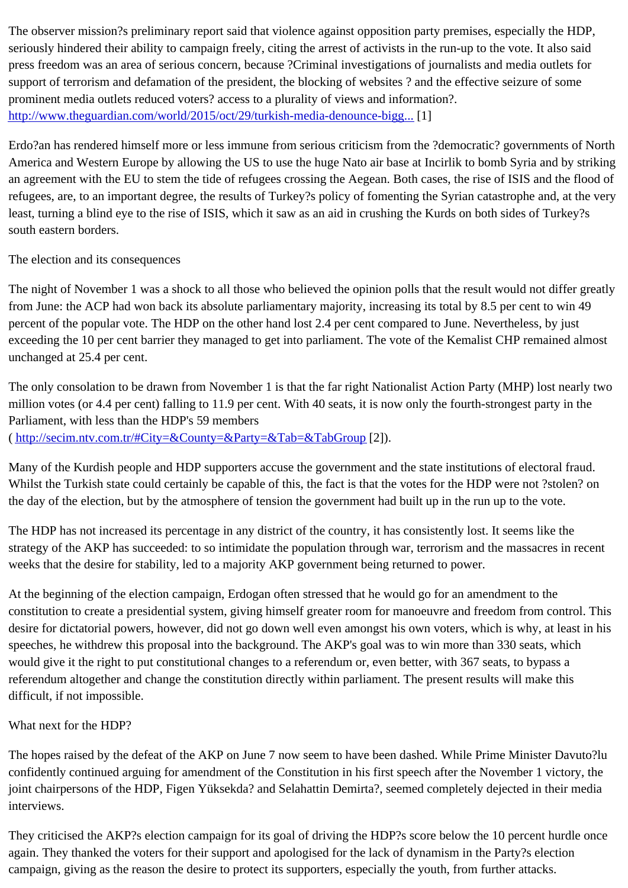The observer mission?s preliminary report said that violence against opposition party premises, especially the HDP, seriously hindered their ability to campaign freely, citing the arrest of activists in the run-up to the vote. It also said press freedom was an area of serious concern, because ?Criminal investigations of journalists and media outlets for support of terrorism and defamation of the president, the blocking of websites ? and the effective seizure of some prominent media outlets reduced voters? access to a plurality of views and information?. http://www.theguardian.com/world/2015/oct/29/turkish-media-denounce-bigg... [1]

Erdo?an has rendered himself more or less immune from serious criticism from the ?democratic? governments of North America and Western Europe by allowing the US to use the huge Nato air base at Incirlik to bomb Syria and by striking an agreement with the EU to stem the tide of refugees crossing the Aegean. Both cases, the rise of ISIS and the flood of refugees, are, to an important degree, the results of Turkey?s policy of fomenting the Syrian catastrophe and, at the very least, turning a blind eye to the rise of ISIS, which it saw as an aid in crushing the Kurds on both sides of Turkey?s south eastern borders.

## The election and its consequences

The night of November 1 was a shock to all those who believed the opinion polls that the result would not differ greatly from June: the ACP had won back its absolute parliamentary majority, increasing its total by 8.5 per cent to win 49 percent of the popular vote. The HDP on the other hand lost 2.4 per cent compared to June. Nevertheless, by just exceeding the 10 per cent barrier they managed to get into parliament. The vote of the Kemalist CHP remained almost unchanged at 25.4 per cent.

The only consolation to be drawn from November 1 is that the far right Nationalist Action Party (MHP) lost nearly two million votes (or 4.4 per cent) falling to 11.9 per cent. With 40 seats, it is now only the fourth-strongest party in the Parliament, with less than the HDP's 59 members ( http://secim.ntv.com.tr/#City=&County=&Party=&Tab=&TabGroup [2]).

Many of the Kurdish people and HDP supporters accuse the government and the state institutions of electoral fraud. Whilst the Turkish state could certainly be capable of this, the fact is that the votes for the HDP were not ?stolen? on the day of the election, but by the atmosphere of tension the government had built up in the run up to the vote.

The HDP has not increased its percentage in any district of the country, it has consistently lost. It seems like the strategy of the AKP has succeeded: to so intimidate the population through war, terrorism and the massacres in recent weeks that the desire for stability, led to a majority AKP government being returned to power.

At the beginning of the election campaign, Erdogan often stressed that he would go for an amendment to the constitution to create a presidential system, giving himself greater room for manoeuvre and freedom from control. This desire for dictatorial powers, however, did not go down well even amongst his own voters, which is why, at least in his speeches, he withdrew this proposal into the background. The AKP's goal was to win more than 330 seats, which would give it the right to put constitutional changes to a referendum or, even better, with 367 seats, to bypass a referendum altogether and change the constitution directly within parliament. The present results will make this difficult, if not impossible.

## What next for the HDP?

The hopes raised by the defeat of the AKP on June 7 now seem to have been dashed. While Prime Minister Davuto?lu confidently continued arguing for amendment of the Constitution in his first speech after the November 1 victory, the joint chairpersons of the HDP, Figen Yüksekda? and Selahattin Demirta?, seemed completely dejected in their media interviews.

They criticised the AKP?s election campaign for its goal of driving the HDP?s score below the 10 percent hurdle once again. They thanked the voters for their support and apologised for the lack of dynamism in the Party?s election campaign, giving as the reason the desire to protect its supporters, especially the youth, from further attacks.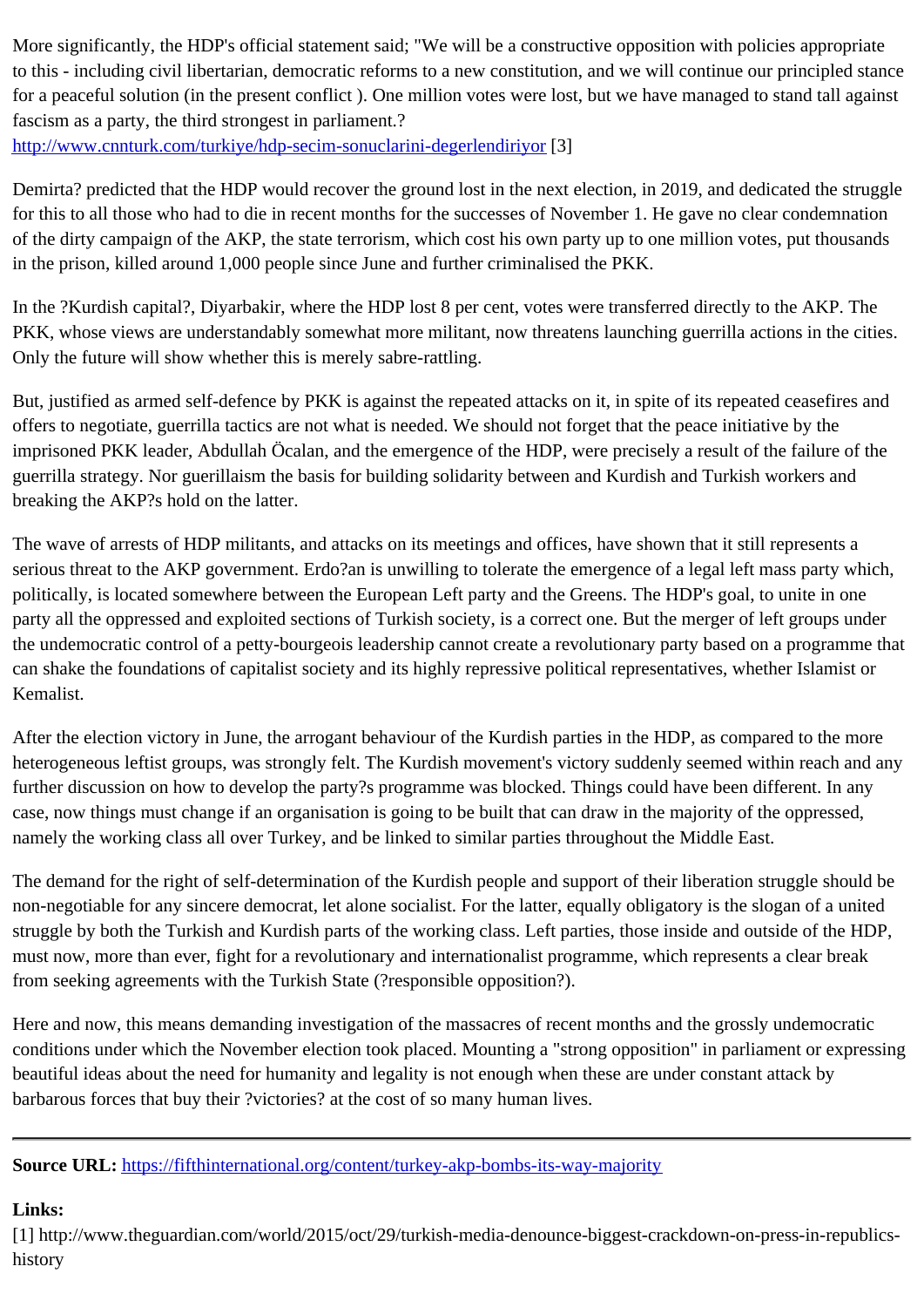More significantly, the HDP's official statement said; "We will be a constructive opposition with policies appropriate to this - including civil libertarian, democratic reforms to a new constitution, and we will continue our principled stance for a peaceful solution (in the present conflict ). One million votes were lost, but we have managed to stand tall against fascism as a party, the third strongest in parliament.?
http://www.cnnturk.com/turkiye/hdp-secim-sonuclarini-degerlendiriyor [3]

Demirta? predicted that the HDP would recover the ground lost in the next election, in 2019, and dedicated the struggle for this to all those who had to die in recent months for the successes of November 1. He gave no clear condemnation of the dirty campaign of the AKP, the state terrorism, which cost his own party up to one million votes, put thousands in the prison, killed around 1,000 people since June and further criminalised the PKK.

In the ?Kurdish capital?, Diyarbakir, where the HDP lost 8 per cent, votes were transferred directly to the AKP. The PKK, whose views are understandably somewhat more militant, now threatens launching guerrilla actions in the cities. Only the future will show whether this is merely sabre-rattling.

But, justified as armed self-defence by PKK is against the repeated attacks on it, in spite of its repeated ceasefires and offers to negotiate, guerrilla tactics are not what is needed. We should not forget that the peace initiative by the imprisoned PKK leader, Abdullah Öcalan, and the emergence of the HDP, were precisely a result of the failure of the guerrilla strategy. Nor guerillaism the basis for building solidarity between and Kurdish and Turkish workers and breaking the AKP?s hold on the latter.

The wave of arrests of HDP militants, and attacks on its meetings and offices, have shown that it still represents a serious threat to the AKP government. Erdo?an is unwilling to tolerate the emergence of a legal left mass party which, politically, is located somewhere between the European Left party and the Greens. The HDP's goal, to unite in one party all the oppressed and exploited sections of Turkish society, is a correct one. But the merger of left groups under the undemocratic control of a petty-bourgeois leadership cannot create a revolutionary party based on a programme that can shake the foundations of capitalist society and its highly repressive political representatives, whether Islamist or Kemalist.

After the election victory in June, the arrogant behaviour of the Kurdish parties in the HDP, as compared to the more heterogeneous leftist groups, was strongly felt. The Kurdish movement's victory suddenly seemed within reach and any further discussion on how to develop the party?s programme was blocked. Things could have been different. In any case, now things must change if an organisation is going to be built that can draw in the majority of the oppressed, namely the working class all over Turkey, and be linked to similar parties throughout the Middle East.

The demand for the right of self-determination of the Kurdish people and support of their liberation struggle should be non-negotiable for any sincere democrat, let alone socialist. For the latter, equally obligatory is the slogan of a united struggle by both the Turkish and Kurdish parts of the working class. Left parties, those inside and outside of the HDP, must now, more than ever, fight for a revolutionary and internationalist programme, which represents a clear break from seeking agreements with the Turkish State (?responsible opposition?).

Here and now, this means demanding investigation of the massacres of recent months and the grossly undemocratic conditions under which the November election took placed. Mounting a "strong opposition" in parliament or expressing beautiful ideas about the need for humanity and legality is not enough when these are under constant attack by barbarous forces that buy their ?victories? at the cost of so many human lives.

---

**Source URL:** https://fifthinternational.org/content/turkey-akp-bombs-its-way-majority

**Links:**
[1] http://www.theguardian.com/world/2015/oct/29/turkish-media-denounce-biggest-crackdown-on-press-in-republics-history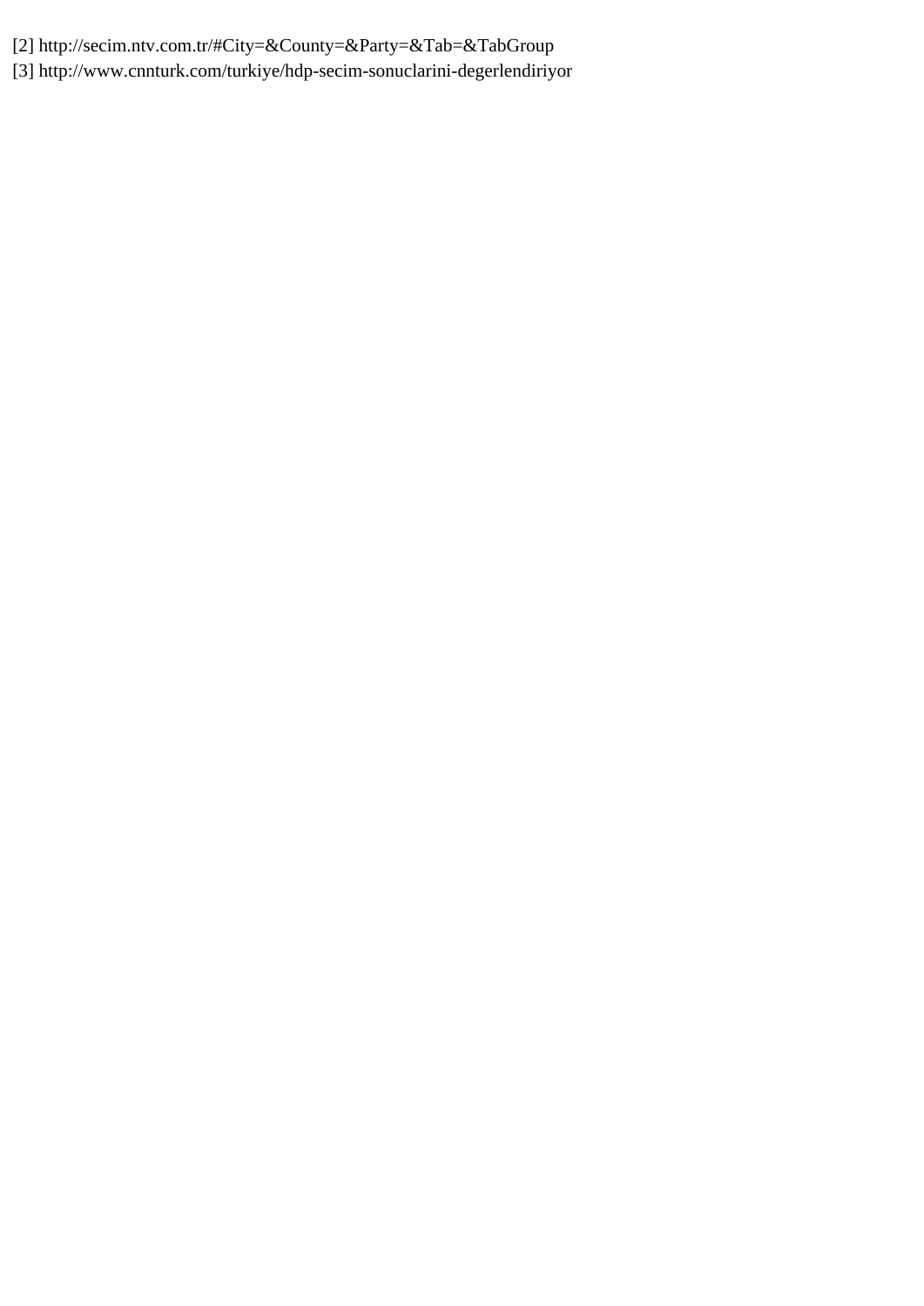[2] http://secim.ntv.com.tr/#City=&County=&Party=&Tab=&TabGroup
[3] http://www.cnnturk.com/turkiye/hdp-secim-sonuclarini-degerlendiriyor